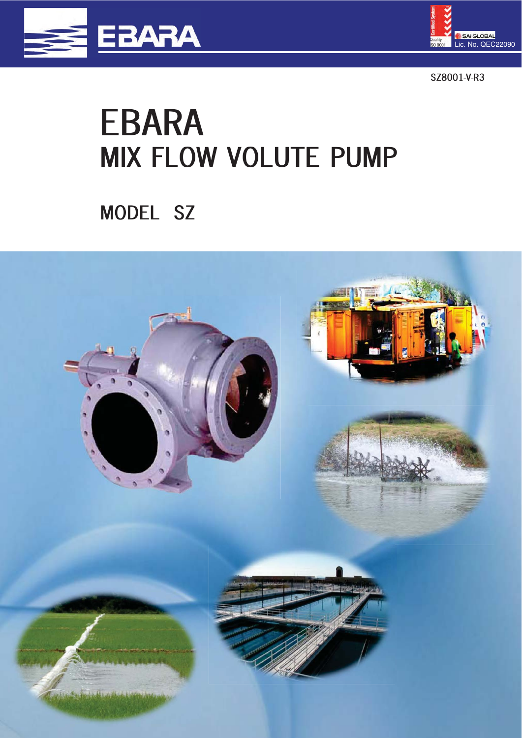SZ8001-V-R3

# EBARA
## MIX FLOW VOLUTE PUMP

## MODEL SZ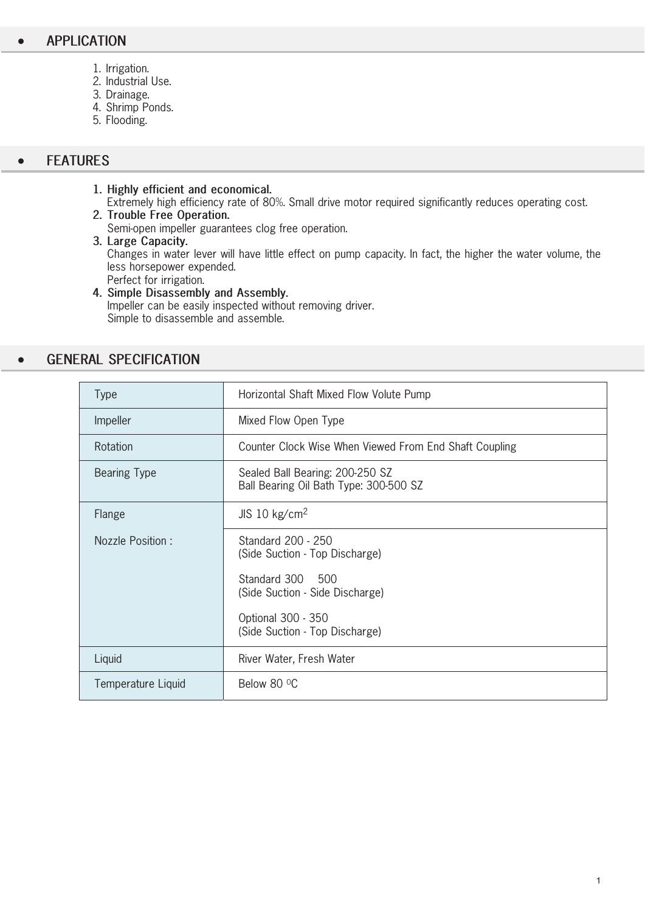## APPLICATION

1. Irrigation.
2. Industrial Use.
3. Drainage.
4. Shrimp Ponds.
5. Flooding.

## FEATURES

1. **Highly efficient and economical.**
   Extremely high efficiency rate of 80%. Small drive motor required significantly reduces operating cost.
2. **Trouble Free Operation.**
   Semi-open impeller guarantees clog free operation.
3. **Large Capacity.**
   Changes in water lever will have little effect on pump capacity. In fact, the higher the water volume, the less horsepower expended.
   Perfect for irrigation.
4. **Simple Disassembly and Assembly.**
   Impeller can be easily inspected without removing driver.
   Simple to disassemble and assemble.

## GENERAL SPECIFICATION

| | |
|---|---|
| Type | Horizontal Shaft Mixed Flow Volute Pump |
| Impeller | Mixed Flow Open Type |
| Rotation | Counter Clock Wise When Viewed From End Shaft Coupling |
| Bearing Type | Sealed Ball Bearing: 200-250 SZ<br>Ball Bearing Oil Bath Type: 300-500 SZ |
| Flange | JIS 10 kg/cm$^2$ |
| Nozzle Position : | Standard 200 - 250<br>(Side Suction - Top Discharge)<br><br>Standard 300 500<br>(Side Suction - Side Discharge)<br><br>Optional 300 - 350<br>(Side Suction - Top Discharge) |
| Liquid | River Water, Fresh Water |
| Temperature Liquid | Below 80 $^0$C |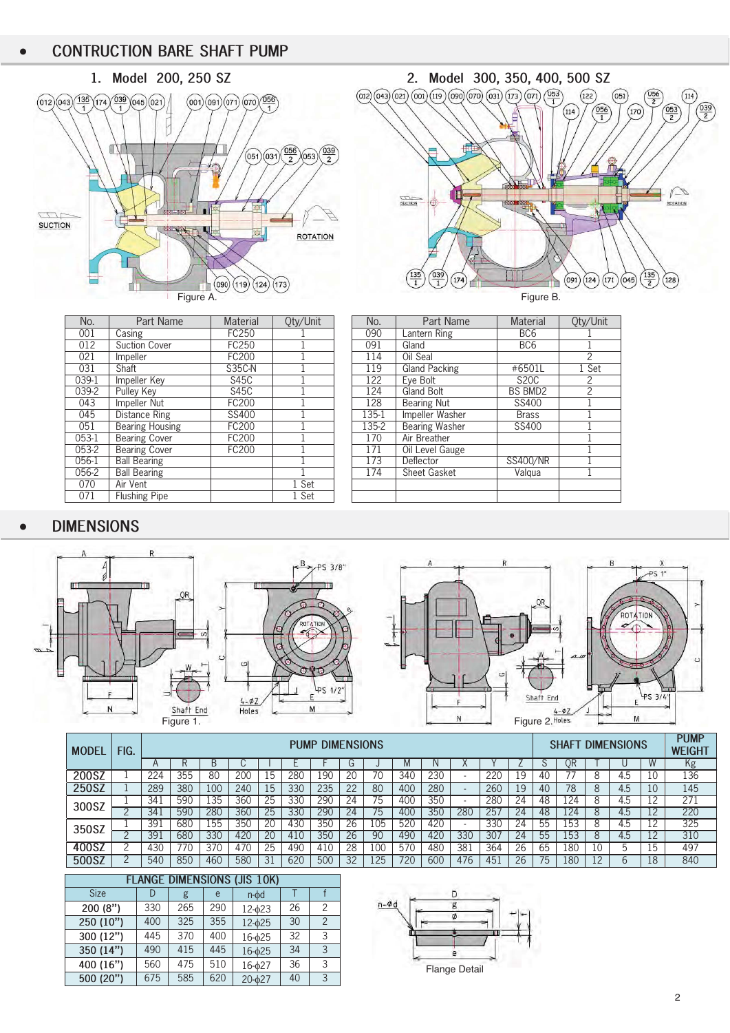## CONTRUCTION BARE SHAFT PUMP

### 1. Model 200, 250 SZ

Figure A.

### 2. Model 300, 350, 400, 500 SZ

Figure B.

| No. | Part Name | Material | Qty/Unit |
|---|---|---|---|
| 001 | Casing | FC250 | 1 |
| 012 | Suction Cover | FC250 | 1 |
| 021 | Impeller | FC200 | 1 |
| 031 | Shaft | S35C-N | 1 |
| 039-1 | Impeller Key | S45C | 1 |
| 039-2 | Pulley Key | S45C | 1 |
| 043 | Impeller Nut | FC200 | 1 |
| 045 | Distance Ring | SS400 | 1 |
| 051 | Bearing Housing | FC200 | 1 |
| 053-1 | Bearing Cover | FC200 | 1 |
| 053-2 | Bearing Cover | FC200 | 1 |
| 056-1 | Ball Bearing | | 1 |
| 056-2 | Ball Bearing | | 1 |
| 070 | Air Vent | | 1 Set |
| 071 | Flushing Pipe | | 1 Set |

| No. | Part Name | Material | Qty/Unit |
|---|---|---|---|
| 090 | Lantern Ring | BC6 | 1 |
| 091 | Gland | BC6 | 1 |
| 114 | Oil Seal | | 2 |
| 119 | Gland Packing | #6501L | 1 Set |
| 122 | Eye Bolt | S20C | 2 |
| 124 | Gland Bolt | BS BMD2 | 2 |
| 128 | Bearing Nut | SS400 | 1 |
| 135-1 | Impeller Washer | Brass | 1 |
| 135-2 | Bearing Washer | SS400 | 1 |
| 170 | Air Breather | | 1 |
| 171 | Oil Level Gauge | | 1 |
| 173 | Deflector | SS400/NR | 1 |
| 174 | Sheet Gasket | Valqua | 1 |

## DIMENSIONS

Figure 1.

Figure 2.

| MODEL | FIG. | PUMP DIMENSIONS | | | | | | | | | | | | | SHAFT DIMENSIONS | | | | | PUMP WEIGHT |
|---|---|---|---|---|---|---|---|---|---|---|---|---|---|---|---|---|---|---|---|---|
| | | A | R | B | C | I | E | F | G | J | M | N | X | Y | Z | S | QR | T | U | W | Kg |
| 200SZ | 1 | 224 | 355 | 80 | 200 | 15 | 280 | 190 | 20 | 70 | 340 | 230 | - | 220 | 19 | 40 | 77 | 8 | 4.5 | 10 | 136 |
| 250SZ | 1 | 289 | 380 | 100 | 240 | 15 | 330 | 235 | 22 | 80 | 400 | 280 | - | 260 | 19 | 40 | 78 | 8 | 4.5 | 10 | 145 |
| 300SZ | 1 | 341 | 590 | 135 | 360 | 25 | 330 | 290 | 24 | 75 | 400 | 350 | - | 280 | 24 | 48 | 124 | 8 | 4.5 | 12 | 271 |
| | 2 | 341 | 590 | 280 | 360 | 25 | 330 | 290 | 24 | 75 | 400 | 350 | 280 | 257 | 24 | 48 | 124 | 8 | 4.5 | 12 | 220 |
| 350SZ | 1 | 391 | 680 | 155 | 350 | 20 | 430 | 350 | 26 | 105 | 520 | 420 | - | 330 | 24 | 55 | 153 | 8 | 4.5 | 12 | 325 |
| | 2 | 391 | 680 | 330 | 420 | 20 | 410 | 350 | 26 | 90 | 490 | 420 | 330 | 307 | 24 | 55 | 153 | 8 | 4.5 | 12 | 310 |
| 400SZ | 2 | 430 | 770 | 370 | 470 | 25 | 490 | 410 | 28 | 100 | 570 | 480 | 381 | 364 | 26 | 65 | 180 | 10 | 5 | 15 | 497 |
| 500SZ | 2 | 540 | 850 | 460 | 580 | 31 | 620 | 500 | 32 | 125 | 720 | 600 | 476 | 451 | 26 | 75 | 180 | 12 | 6 | 18 | 840 |

| FLANGE DIMENSIONS (JIS 10K) | | | | | | |
|---|---|---|---|---|---|---|
| Size | D | g | e | n-ϕd | T | f |
| 200 (8") | 330 | 265 | 290 | 12-ϕ23 | 26 | 2 |
| 250 (10") | 400 | 325 | 355 | 12-ϕ25 | 30 | 2 |
| 300 (12") | 445 | 370 | 400 | 16-ϕ25 | 32 | 3 |
| 350 (14") | 490 | 415 | 445 | 16-ϕ25 | 34 | 3 |
| 400 (16") | 560 | 475 | 510 | 16-ϕ27 | 36 | 3 |
| 500 (20") | 675 | 585 | 620 | 20-ϕ27 | 40 | 3 |

Flange Detail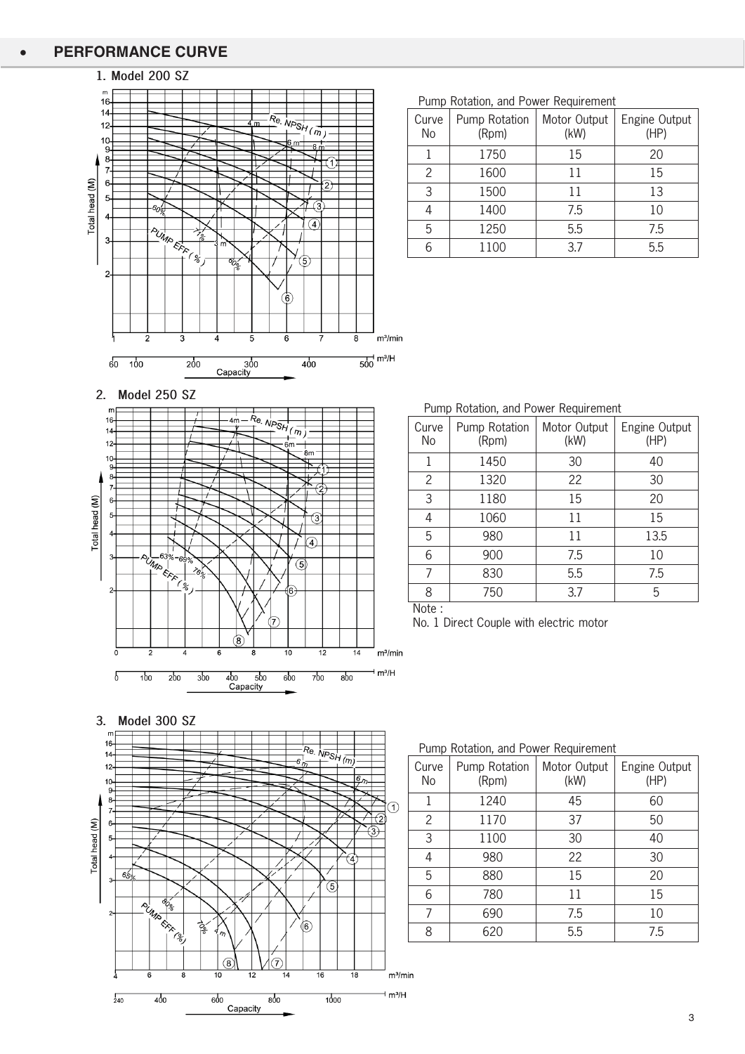## • PERFORMANCE CURVE

### 1. Model 200 SZ

Pump Rotation, and Power Requirement

| Curve No | Pump Rotation (Rpm) | Motor Output (kW) | Engine Output (HP) |
|---|---|---|---|
| 1 | 1750 | 15 | 20 |
| 2 | 1600 | 11 | 15 |
| 3 | 1500 | 11 | 13 |
| 4 | 1400 | 7.5 | 10 |
| 5 | 1250 | 5.5 | 7.5 |
| 6 | 1100 | 3.7 | 5.5 |

### 2. Model 250 SZ

Pump Rotation, and Power Requirement

| Curve No | Pump Rotation (Rpm) | Motor Output (kW) | Engine Output (HP) |
|---|---|---|---|
| 1 | 1450 | 30 | 40 |
| 2 | 1320 | 22 | 30 |
| 3 | 1180 | 15 | 20 |
| 4 | 1060 | 11 | 15 |
| 5 | 980 | 11 | 13.5 |
| 6 | 900 | 7.5 | 10 |
| 7 | 830 | 5.5 | 7.5 |
| 8 | 750 | 3.7 | 5 |

Note :

No. 1 Direct Couple with electric motor

### 3. Model 300 SZ

Pump Rotation, and Power Requirement

| Curve No | Pump Rotation (Rpm) | Motor Output (kW) | Engine Output (HP) |
|---|---|---|---|
| 1 | 1240 | 45 | 60 |
| 2 | 1170 | 37 | 50 |
| 3 | 1100 | 30 | 40 |
| 4 | 980 | 22 | 30 |
| 5 | 880 | 15 | 20 |
| 6 | 780 | 11 | 15 |
| 7 | 690 | 7.5 | 10 |
| 8 | 620 | 5.5 | 7.5 |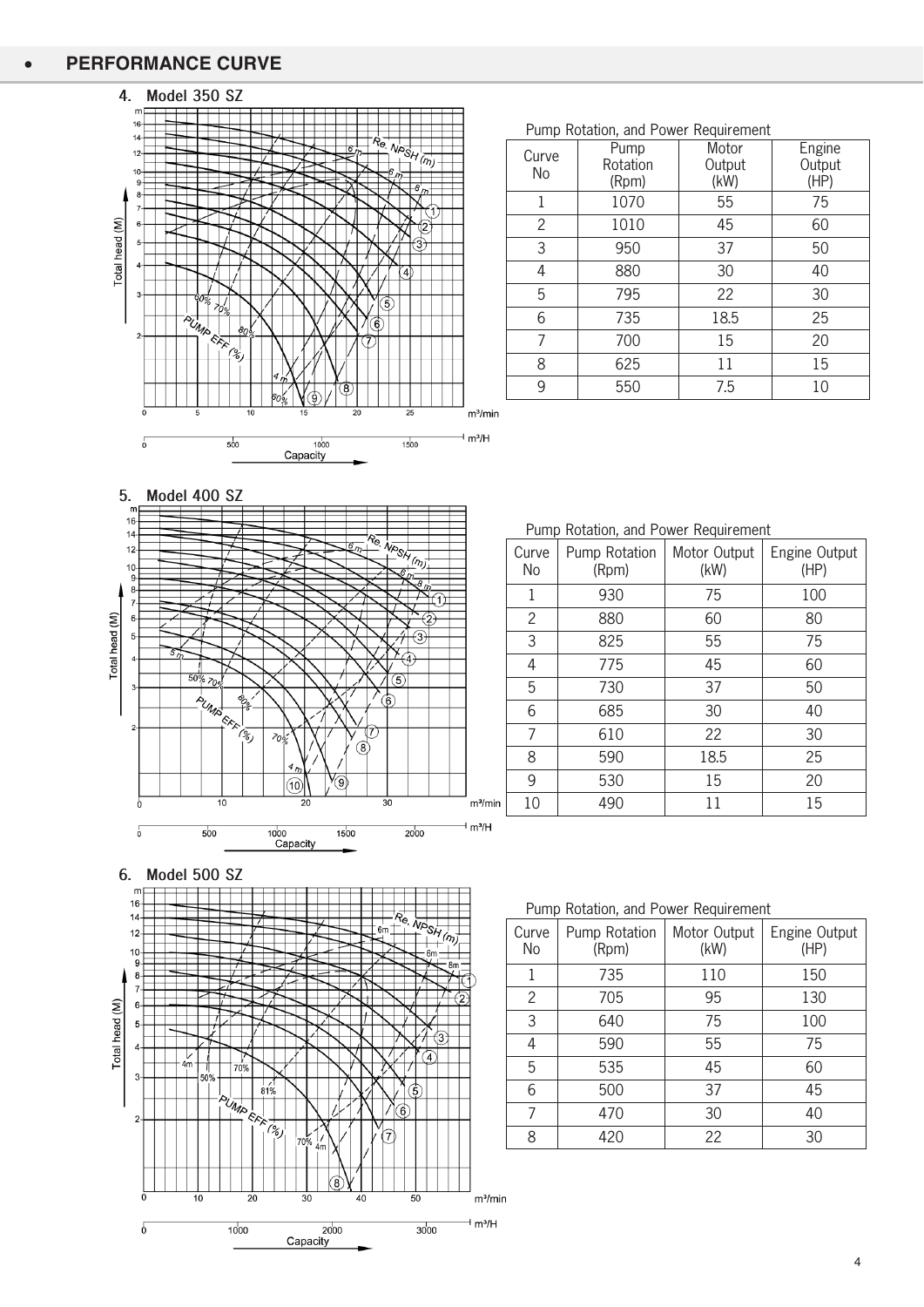## • PERFORMANCE CURVE

### 4. Model 350 SZ

Total head (M)

m
16
14
12
10
9
8
7
6
5
4
3
2

Re. NPSH (m)
6 m
6 m
8 m
60% 70%
80%
PUMP EFF (%)
4 m
60%

0 5 10 15 20 25 m³/min

0 500 1000 1500 m³/H

Capacity

Pump Rotation, and Power Requirement

| Curve No | Pump Rotation (Rpm) | Motor Output (kW) | Engine Output (HP) |
|---|---|---|---|
| 1 | 1070 | 55 | 75 |
| 2 | 1010 | 45 | 60 |
| 3 | 950 | 37 | 50 |
| 4 | 880 | 30 | 40 |
| 5 | 795 | 22 | 30 |
| 6 | 735 | 18.5 | 25 |
| 7 | 700 | 15 | 20 |
| 8 | 625 | 11 | 15 |
| 9 | 550 | 7.5 | 10 |

### 5. Model 400 SZ

Total head (M)

m
16
14
12
10
9
8
7
6
5
4
3
2

Re. NPSH (m)
6 m
6 m
8 m
5 m
50% 70%
80%
PUMP EFF (%)
70%
4 m

0 10 20 30 m³/min

0 500 1000 1500 2000 m³/H

Capacity

Pump Rotation, and Power Requirement

| Curve No | Pump Rotation (Rpm) | Motor Output (kW) | Engine Output (HP) |
|---|---|---|---|
| 1 | 930 | 75 | 100 |
| 2 | 880 | 60 | 80 |
| 3 | 825 | 55 | 75 |
| 4 | 775 | 45 | 60 |
| 5 | 730 | 37 | 50 |
| 6 | 685 | 30 | 40 |
| 7 | 610 | 22 | 30 |
| 8 | 590 | 18.5 | 25 |
| 9 | 530 | 15 | 20 |
| 10 | 490 | 11 | 15 |

### 6. Model 500 SZ

Total head (M)

m
16
14
12
10
9
8
7
6
5
4
3
2

Re. NPSH (m)
6m
6m
8m
4m
50%
70%
81%
PUMP EFF (%)
70%
4m

0 10 20 30 40 50 m³/min

0 1000 2000 3000 m³/H

Capacity

Pump Rotation, and Power Requirement

| Curve No | Pump Rotation (Rpm) | Motor Output (kW) | Engine Output (HP) |
|---|---|---|---|
| 1 | 735 | 110 | 150 |
| 2 | 705 | 95 | 130 |
| 3 | 640 | 75 | 100 |
| 4 | 590 | 55 | 75 |
| 5 | 535 | 45 | 60 |
| 6 | 500 | 37 | 45 |
| 7 | 470 | 30 | 40 |
| 8 | 420 | 22 | 30 |